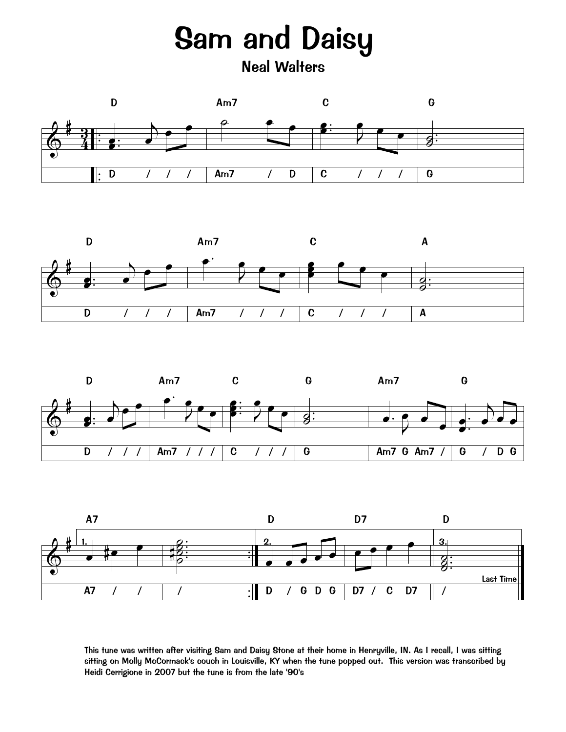# Sam and Daisy

## Neal Walters

This tune was written after visiting Sam and Daisy Stone at their home in Henryville, IN. As I recall, I was sitting sitting on Molly McCormack's couch in Louisville, KY when the tune popped out. This version was transcribed by Heidi Cerrigione in 2007 but the tune is from the late '90's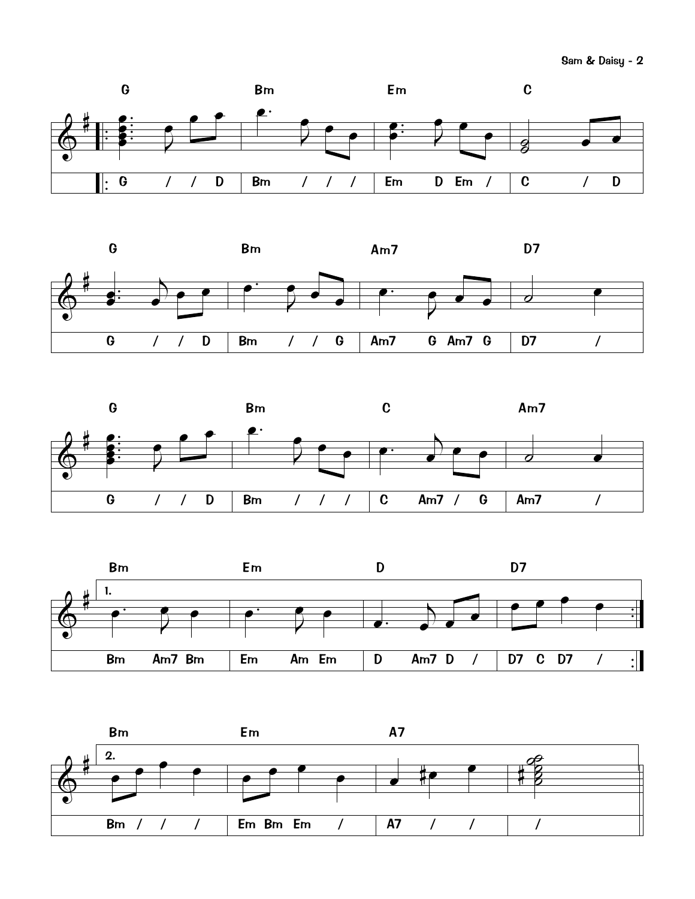| G | Bm | Em | C |
|---|---|---|---|
| G / / D | Bm / / / | Em D Em / | C / D |

| G | Bm | Am7 | D7 |
|---|---|---|---|
| G / / D | Bm / / G | Am7 G Am7 G | D7 / |

| G | Bm | C | Am7 |
|---|---|---|---|
| G / / D | Bm / / / | C Am7 / G | Am7 / |

1.

| Bm | Em | D | D7 |
|---|---|---|---|
| Bm Am7 Bm | Em Am Em | D Am7 D / | D7 C D7 / |

2.

| Bm | Em | A7 | |
|---|---|---|---|
| Bm / / / | Em Bm Em / | A7 / / | / |